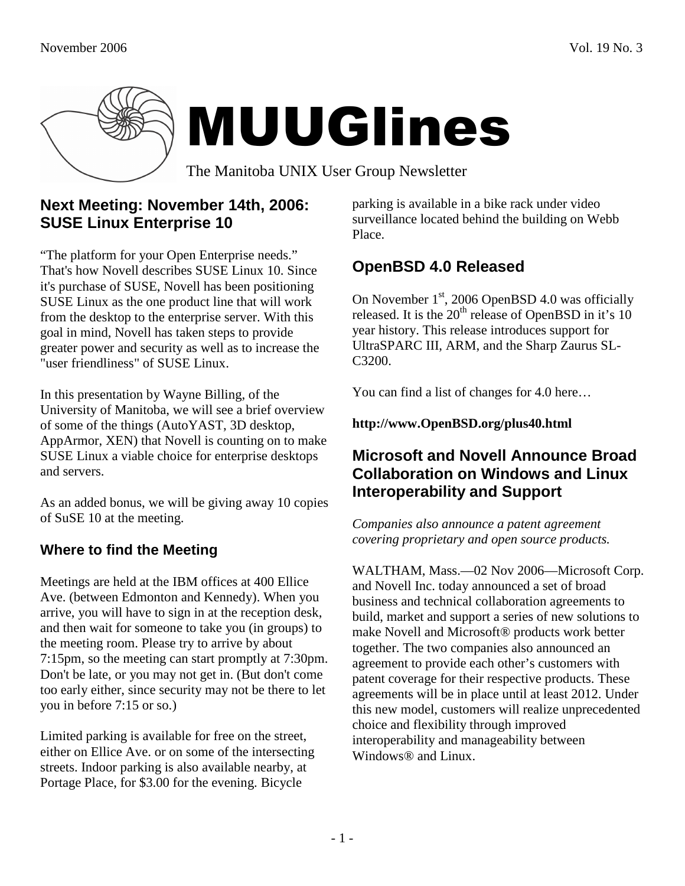# MUUGlines

The Manitoba UNIX User Group Newsletter

## Next Meeting: November 14th, 2006: SUSE Linux Enterprise 10

"The platform for your Open Enterprise needs." That's how Novell describes SUSE Linux 10. Since it's purchase of SUSE, Novell has been positioning SUSE Linux as the one product line that will work from the desktop to the enterprise server. With this goal in mind, Novell has taken steps to provide greater power and security as well as to increase the "user friendliness" of SUSE Linux.

In this presentation by Wayne Billing, of the University of Manitoba, we will see a brief overview of some of the things (AutoYAST, 3D desktop, AppArmor, XEN) that Novell is counting on to make SUSE Linux a viable choice for enterprise desktops and servers.

As an added bonus, we will be giving away 10 copies of SuSE 10 at the meeting.

### Where to find the Meeting

Meetings are held at the IBM offices at 400 Ellice Ave. (between Edmonton and Kennedy). When you arrive, you will have to sign in at the reception desk, and then wait for someone to take you (in groups) to the meeting room. Please try to arrive by about 7:15pm, so the meeting can start promptly at 7:30pm. Don't be late, or you may not get in. (But don't come too early either, since security may not be there to let you in before 7:15 or so.)

Limited parking is available for free on the street, either on Ellice Ave. or on some of the intersecting streets. Indoor parking is also available nearby, at Portage Place, for $3.00 for the evening. Bicycle parking is available in a bike rack under video surveillance located behind the building on Webb Place.

## OpenBSD 4.0 Released

On November 1st, 2006 OpenBSD 4.0 was officially released. It is the 20th release of OpenBSD in it's 10 year history. This release introduces support for UltraSPARC III, ARM, and the Sharp Zaurus SL-C3200.

You can find a list of changes for 4.0 here…

**http://www.OpenBSD.org/plus40.html**

## Microsoft and Novell Announce Broad Collaboration on Windows and Linux Interoperability and Support

*Companies also announce a patent agreement covering proprietary and open source products.*

WALTHAM, Mass.—02 Nov 2006—Microsoft Corp. and Novell Inc. today announced a set of broad business and technical collaboration agreements to build, market and support a series of new solutions to make Novell and Microsoft® products work better together. The two companies also announced an agreement to provide each other's customers with patent coverage for their respective products. These agreements will be in place until at least 2012. Under this new model, customers will realize unprecedented choice and flexibility through improved interoperability and manageability between Windows® and Linux.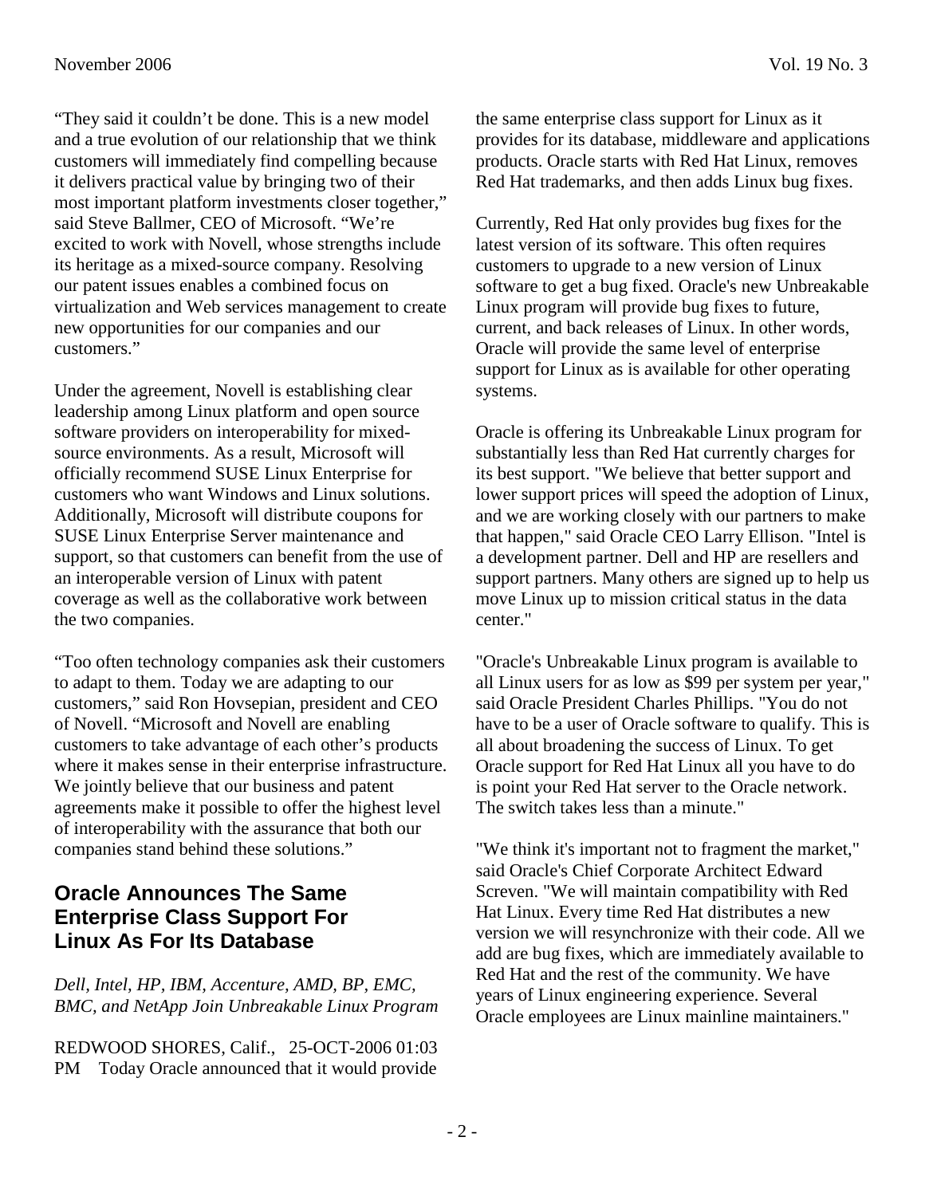“They said it couldn’t be done. This is a new model and a true evolution of our relationship that we think customers will immediately find compelling because it delivers practical value by bringing two of their most important platform investments closer together,” said Steve Ballmer, CEO of Microsoft. “We’re excited to work with Novell, whose strengths include its heritage as a mixed-source company. Resolving our patent issues enables a combined focus on virtualization and Web services management to create new opportunities for our companies and our customers.”

Under the agreement, Novell is establishing clear leadership among Linux platform and open source software providers on interoperability for mixed-source environments. As a result, Microsoft will officially recommend SUSE Linux Enterprise for customers who want Windows and Linux solutions. Additionally, Microsoft will distribute coupons for SUSE Linux Enterprise Server maintenance and support, so that customers can benefit from the use of an interoperable version of Linux with patent coverage as well as the collaborative work between the two companies.

“Too often technology companies ask their customers to adapt to them. Today we are adapting to our customers,” said Ron Hovsepian, president and CEO of Novell. “Microsoft and Novell are enabling customers to take advantage of each other’s products where it makes sense in their enterprise infrastructure. We jointly believe that our business and patent agreements make it possible to offer the highest level of interoperability with the assurance that both our companies stand behind these solutions.”

## Oracle Announces The Same Enterprise Class Support For Linux As For Its Database

*Dell, Intel, HP, IBM, Accenture, AMD, BP, EMC, BMC, and NetApp Join Unbreakable Linux Program*

REDWOOD SHORES, Calif., 25-OCT-2006 01:03 PM Today Oracle announced that it would provide the same enterprise class support for Linux as it provides for its database, middleware and applications products. Oracle starts with Red Hat Linux, removes Red Hat trademarks, and then adds Linux bug fixes.

Currently, Red Hat only provides bug fixes for the latest version of its software. This often requires customers to upgrade to a new version of Linux software to get a bug fixed. Oracle's new Unbreakable Linux program will provide bug fixes to future, current, and back releases of Linux. In other words, Oracle will provide the same level of enterprise support for Linux as is available for other operating systems.

Oracle is offering its Unbreakable Linux program for substantially less than Red Hat currently charges for its best support. "We believe that better support and lower support prices will speed the adoption of Linux, and we are working closely with our partners to make that happen," said Oracle CEO Larry Ellison. "Intel is a development partner. Dell and HP are resellers and support partners. Many others are signed up to help us move Linux up to mission critical status in the data center."

"Oracle's Unbreakable Linux program is available to all Linux users for as low as $99 per system per year," said Oracle President Charles Phillips. "You do not have to be a user of Oracle software to qualify. This is all about broadening the success of Linux. To get Oracle support for Red Hat Linux all you have to do is point your Red Hat server to the Oracle network. The switch takes less than a minute."

"We think it's important not to fragment the market," said Oracle's Chief Corporate Architect Edward Screven. "We will maintain compatibility with Red Hat Linux. Every time Red Hat distributes a new version we will resynchronize with their code. All we add are bug fixes, which are immediately available to Red Hat and the rest of the community. We have years of Linux engineering experience. Several Oracle employees are Linux mainline maintainers."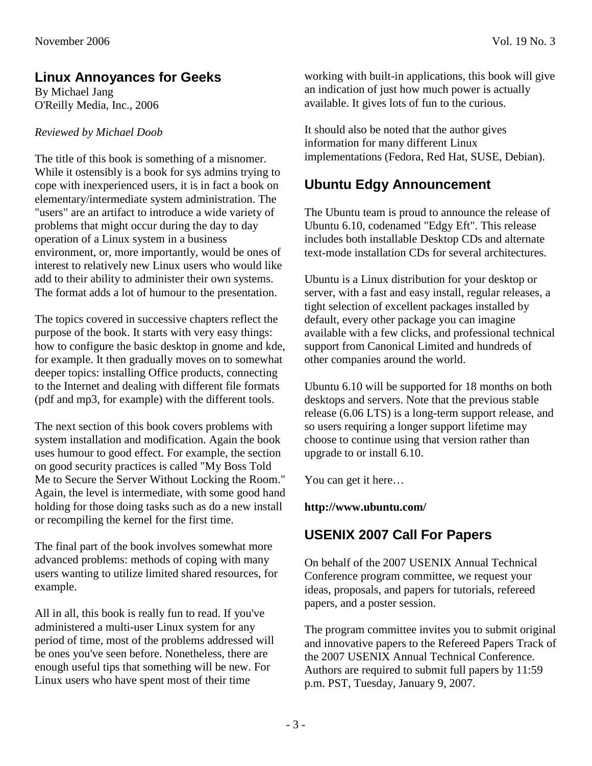## Linux Annoyances for Geeks

By Michael Jang
O'Reilly Media, Inc., 2006

*Reviewed by Michael Doob*

The title of this book is something of a misnomer. While it ostensibly is a book for sys admins trying to cope with inexperienced users, it is in fact a book on elementary/intermediate system administration. The "users" are an artifact to introduce a wide variety of problems that might occur during the day to day operation of a Linux system in a business environment, or, more importantly, would be ones of interest to relatively new Linux users who would like add to their ability to administer their own systems. The format adds a lot of humour to the presentation.

The topics covered in successive chapters reflect the purpose of the book. It starts with very easy things: how to configure the basic desktop in gnome and kde, for example. It then gradually moves on to somewhat deeper topics: installing Office products, connecting to the Internet and dealing with different file formats (pdf and mp3, for example) with the different tools.

The next section of this book covers problems with system installation and modification. Again the book uses humour to good effect. For example, the section on good security practices is called "My Boss Told Me to Secure the Server Without Locking the Room." Again, the level is intermediate, with some good hand holding for those doing tasks such as do a new install or recompiling the kernel for the first time.

The final part of the book involves somewhat more advanced problems: methods of coping with many users wanting to utilize limited shared resources, for example.

All in all, this book is really fun to read. If you've administered a multi-user Linux system for any period of time, most of the problems addressed will be ones you've seen before. Nonetheless, there are enough useful tips that something will be new. For Linux users who have spent most of their time working with built-in applications, this book will give an indication of just how much power is actually available. It gives lots of fun to the curious.

It should also be noted that the author gives information for many different Linux implementations (Fedora, Red Hat, SUSE, Debian).

## Ubuntu Edgy Announcement

The Ubuntu team is proud to announce the release of Ubuntu 6.10, codenamed "Edgy Eft". This release includes both installable Desktop CDs and alternate text-mode installation CDs for several architectures.

Ubuntu is a Linux distribution for your desktop or server, with a fast and easy install, regular releases, a tight selection of excellent packages installed by default, every other package you can imagine available with a few clicks, and professional technical support from Canonical Limited and hundreds of other companies around the world.

Ubuntu 6.10 will be supported for 18 months on both desktops and servers. Note that the previous stable release (6.06 LTS) is a long-term support release, and so users requiring a longer support lifetime may choose to continue using that version rather than upgrade to or install 6.10.

You can get it here…

**http://www.ubuntu.com/**

## USENIX 2007 Call For Papers

On behalf of the 2007 USENIX Annual Technical Conference program committee, we request your ideas, proposals, and papers for tutorials, refereed papers, and a poster session.

The program committee invites you to submit original and innovative papers to the Refereed Papers Track of the 2007 USENIX Annual Technical Conference. Authors are required to submit full papers by 11:59 p.m. PST, Tuesday, January 9, 2007.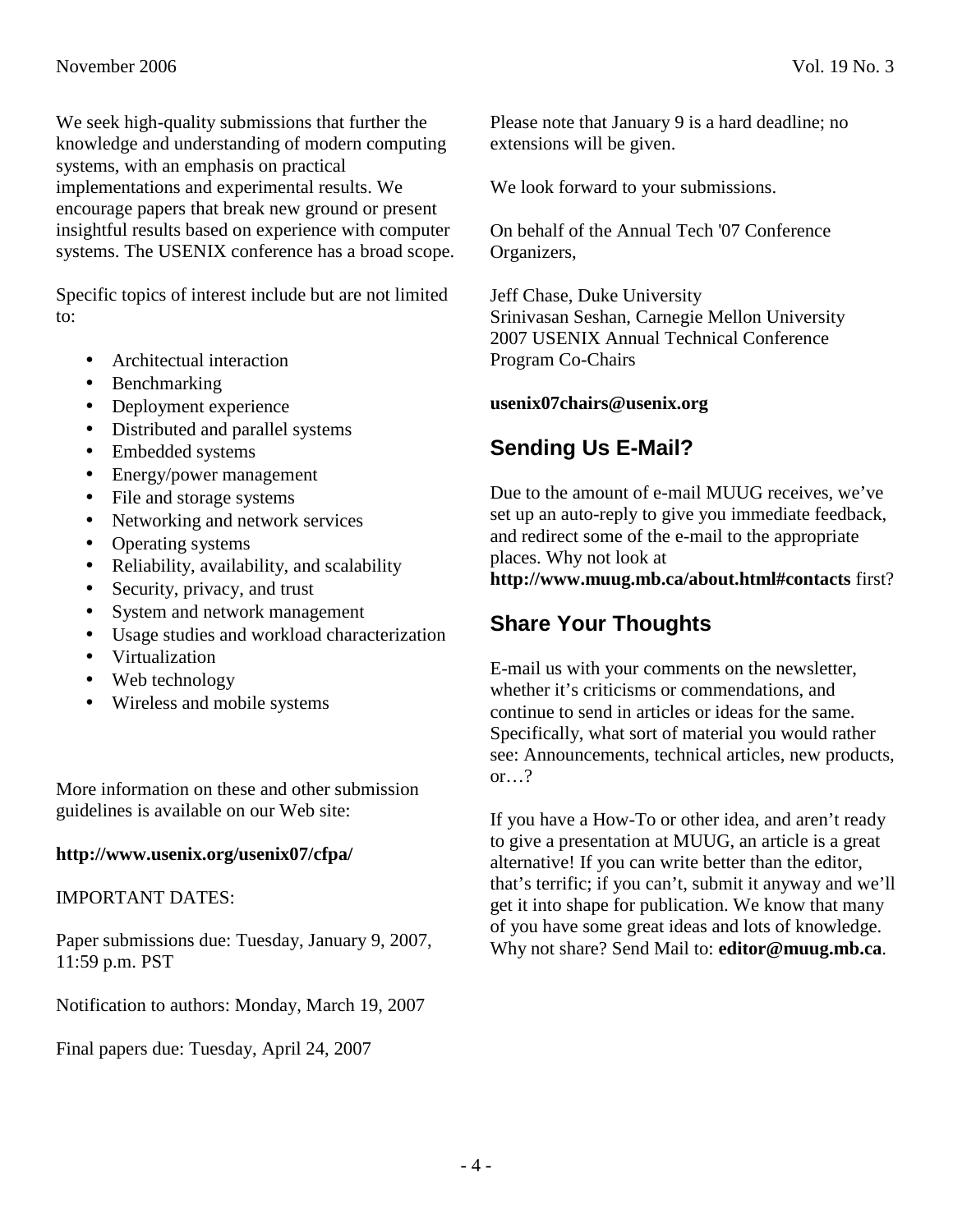We seek high-quality submissions that further the knowledge and understanding of modern computing systems, with an emphasis on practical implementations and experimental results. We encourage papers that break new ground or present insightful results based on experience with computer systems. The USENIX conference has a broad scope.

Specific topics of interest include but are not limited to:

- Architectual interaction
- Benchmarking
- Deployment experience
- Distributed and parallel systems
- Embedded systems
- Energy/power management
- File and storage systems
- Networking and network services
- Operating systems
- Reliability, availability, and scalability
- Security, privacy, and trust
- System and network management
- Usage studies and workload characterization
- Virtualization
- Web technology
- Wireless and mobile systems

More information on these and other submission guidelines is available on our Web site:

**http://www.usenix.org/usenix07/cfpa/**

IMPORTANT DATES:

Paper submissions due: Tuesday, January 9, 2007, 11:59 p.m. PST

Notification to authors: Monday, March 19, 2007

Final papers due: Tuesday, April 24, 2007

Please note that January 9 is a hard deadline; no extensions will be given.

We look forward to your submissions.

On behalf of the Annual Tech '07 Conference Organizers,

Jeff Chase, Duke University
Srinivasan Seshan, Carnegie Mellon University
2007 USENIX Annual Technical Conference Program Co-Chairs

**usenix07chairs@usenix.org**

## Sending Us E-Mail?

Due to the amount of e-mail MUUG receives, we've set up an auto-reply to give you immediate feedback, and redirect some of the e-mail to the appropriate places. Why not look at **http://www.muug.mb.ca/about.html#contacts** first?

## Share Your Thoughts

E-mail us with your comments on the newsletter, whether it's criticisms or commendations, and continue to send in articles or ideas for the same. Specifically, what sort of material you would rather see: Announcements, technical articles, new products, or…?

If you have a How-To or other idea, and aren't ready to give a presentation at MUUG, an article is a great alternative! If you can write better than the editor, that's terrific; if you can't, submit it anyway and we'll get it into shape for publication. We know that many of you have some great ideas and lots of knowledge. Why not share? Send Mail to: **editor@muug.mb.ca**.